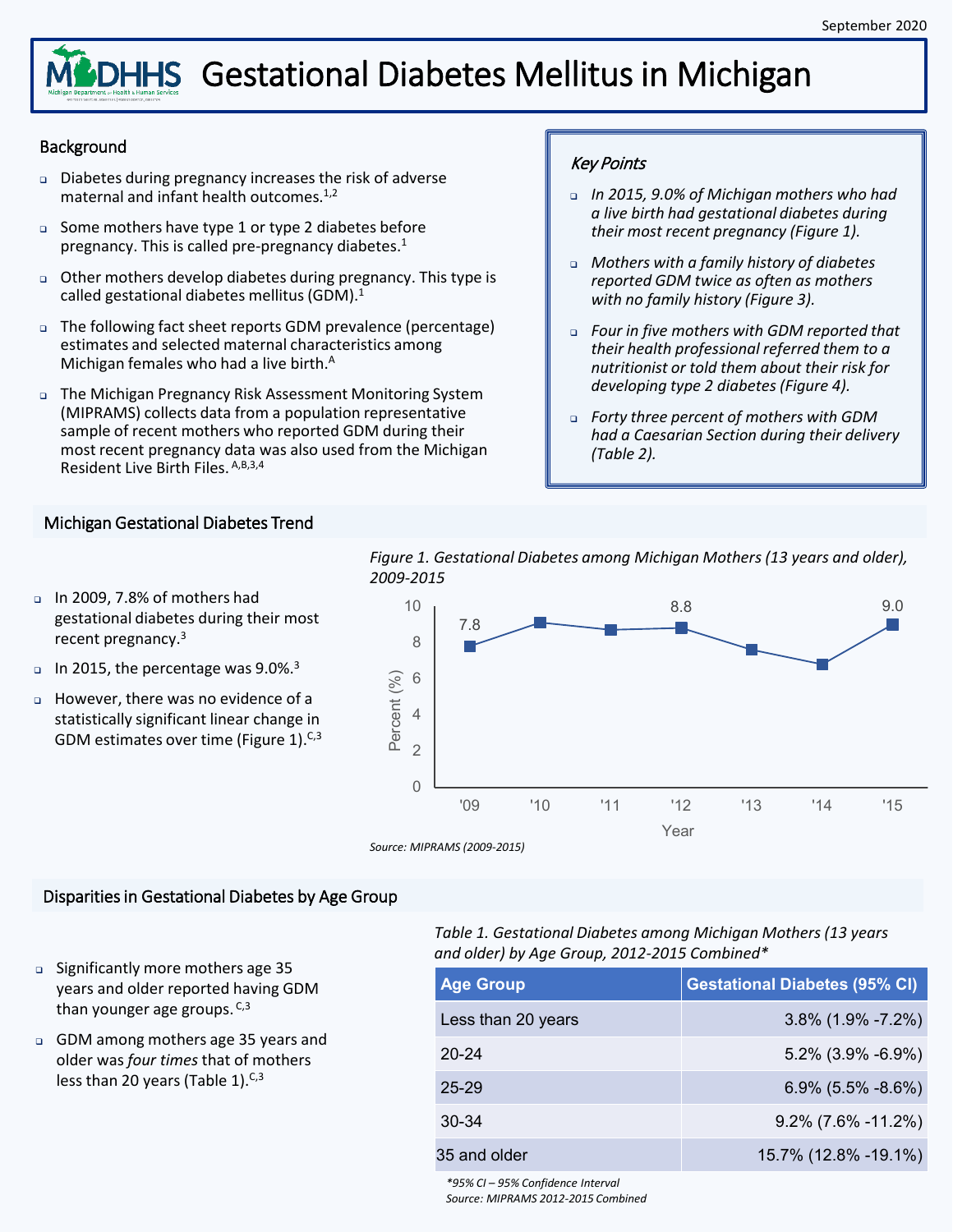September 2020

# Gestational Diabetes Mellitus in Michigan

## Background

- Diabetes during pregnancy increases the risk of adverse maternal and infant health outcomes.[1,2]
- Some mothers have type 1 or type 2 diabetes before pregnancy. This is called pre-pregnancy diabetes.[1]
- Other mothers develop diabetes during pregnancy. This type is called gestational diabetes mellitus (GDM).[1]
- The following fact sheet reports GDM prevalence (percentage) estimates and selected maternal characteristics among Michigan females who had a live birth.[A]
- The Michigan Pregnancy Risk Assessment Monitoring System (MIPRAMS) collects data from a population representative sample of recent mothers who reported GDM during their most recent pregnancy data was also used from the Michigan Resident Live Birth Files.[A,B,3,4]

### *Key Points*

- *In 2015, 9.0% of Michigan mothers who had a live birth had gestational diabetes during their most recent pregnancy (Figure 1).*
- *Mothers with a family history of diabetes reported GDM twice as often as mothers with no family history (Figure 3).*
- *Four in five mothers with GDM reported that their health professional referred them to a nutritionist or told them about their risk for developing type 2 diabetes (Figure 4).*
- *Forty three percent of mothers with GDM had a Caesarian Section during their delivery (Table 2).*

## Michigan Gestational Diabetes Trend

- In 2009, 7.8% of mothers had gestational diabetes during their most recent pregnancy.[3]
- In 2015, the percentage was 9.0%.[3]
- However, there was no evidence of a statistically significant linear change in GDM estimates over time (Figure 1).[C,3]

*Figure 1. Gestational Diabetes among Michigan Mothers (13 years and older), 2009-2015*

*Source: MIPRAMS (2009-2015)*

## Disparities in Gestational Diabetes by Age Group

- Significantly more mothers age 35 years and older reported having GDM than younger age groups.[C,3]
- GDM among mothers age 35 years and older was *four times* that of mothers less than 20 years (Table 1).[C,3]

*Table 1. Gestational Diabetes among Michigan Mothers (13 years and older) by Age Group, 2012-2015 Combined**

| Age Group | Gestational Diabetes (95% CI) |
|---|---|
| Less than 20 years | 3.8% (1.9% -7.2%) |
| 20-24 | 5.2% (3.9% -6.9%) |
| 25-29 | 6.9% (5.5% -8.6%) |
| 30-34 | 9.2% (7.6% -11.2%) |
| 35 and older | 15.7% (12.8% -19.1%) |

*\*95% CI – 95% Confidence Interval*
*Source: MIPRAMS 2012-2015 Combined*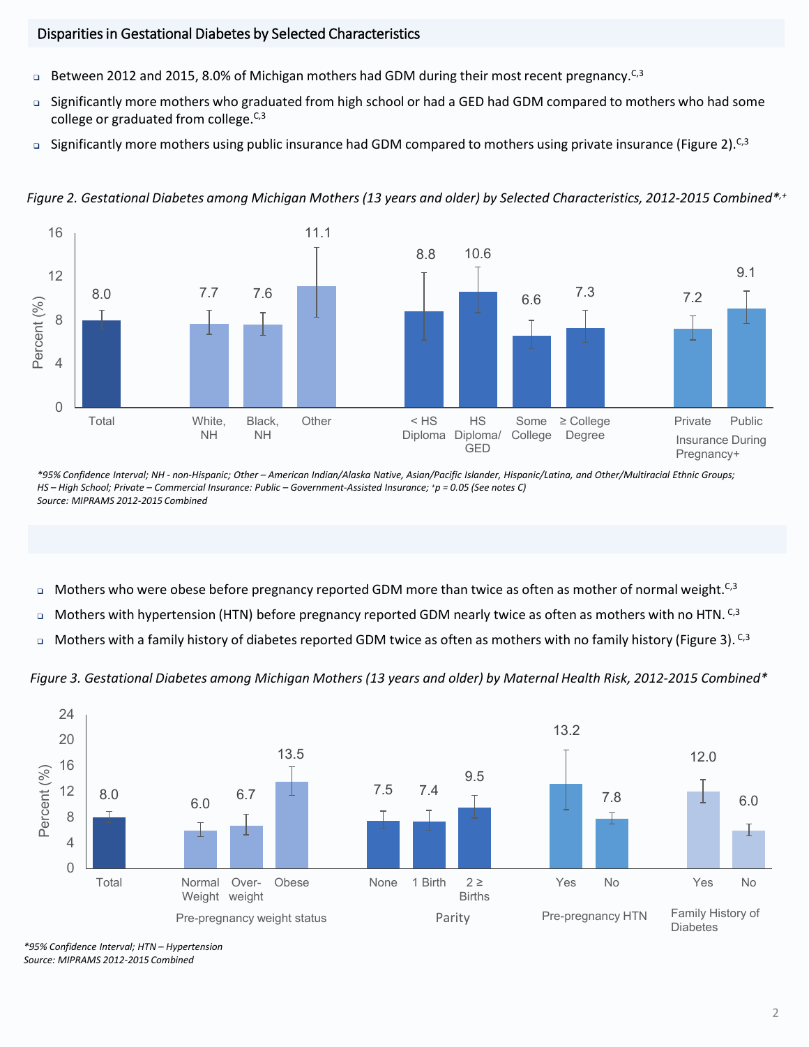## Disparities in Gestational Diabetes by Selected Characteristics

- Between 2012 and 2015, 8.0% of Michigan mothers had GDM during their most recent pregnancy.[C,3]
- Significantly more mothers who graduated from high school or had a GED had GDM compared to mothers who had some college or graduated from college.[C,3]
- Significantly more mothers using public insurance had GDM compared to mothers using private insurance (Figure 2).[C,3]

*Figure 2. Gestational Diabetes among Michigan Mothers (13 years and older) by Selected Characteristics, 2012-2015 Combined*,+*

| Characteristic | Percent (%) |
|---|---|
| Total | 8.0 |
| White, NH | 7.7 |
| Black, NH | 7.6 |
| Other | 11.1 |
| < HS Diploma | 8.8 |
| HS Diploma/GED | 10.6 |
| Some College | 6.6 |
| ≥ College Degree | 7.3 |
| Insurance During Pregnancy+: Private | 7.2 |
| Insurance During Pregnancy+: Public | 9.1 |

*\*95% Confidence Interval; NH - non-Hispanic; Other – American Indian/Alaska Native, Asian/Pacific Islander, Hispanic/Latina, and Other/Multiracial Ethnic Groups; HS – High School; Private – Commercial Insurance: Public – Government-Assisted Insurance; +p = 0.05 (See notes C)*
*Source: MIPRAMS 2012-2015 Combined*

- Mothers who were obese before pregnancy reported GDM more than twice as often as mother of normal weight.[C,3]
- Mothers with hypertension (HTN) before pregnancy reported GDM nearly twice as often as mothers with no HTN.[C,3]
- Mothers with a family history of diabetes reported GDM twice as often as mothers with no family history (Figure 3).[C,3]

*Figure 3. Gestational Diabetes among Michigan Mothers (13 years and older) by Maternal Health Risk, 2012-2015 Combined**

| Characteristic | Percent (%) |
|---|---|
| Total | 8.0 |
| Pre-pregnancy weight status: Normal Weight | 6.0 |
| Pre-pregnancy weight status: Over-weight | 6.7 |
| Pre-pregnancy weight status: Obese | 13.5 |
| Parity: None | 7.5 |
| Parity: 1 Birth | 7.4 |
| Parity: 2 ≥ Births | 9.5 |
| Pre-pregnancy HTN: Yes | 13.2 |
| Pre-pregnancy HTN: No | 7.8 |
| Family History of Diabetes: Yes | 12.0 |
| Family History of Diabetes: No | 6.0 |

*\*95% Confidence Interval; HTN – Hypertension*
*Source: MIPRAMS 2012-2015 Combined*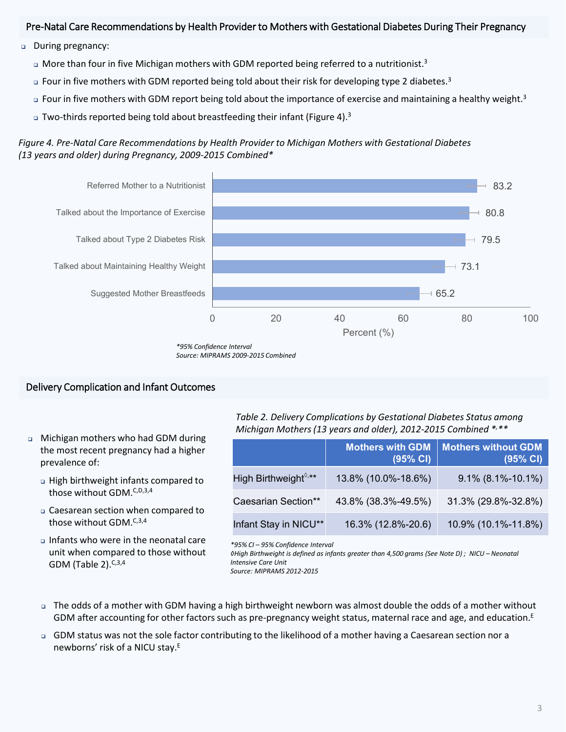## Pre-Natal Care Recommendations by Health Provider to Mothers with Gestational Diabetes During Their Pregnancy

- During pregnancy:
  - More than four in five Michigan mothers with GDM reported being referred to a nutritionist.[3]
  - Four in five mothers with GDM reported being told about their risk for developing type 2 diabetes.[3]
  - Four in five mothers with GDM report being told about the importance of exercise and maintaining a healthy weight.[3]
  - Two-thirds reported being told about breastfeeding their infant (Figure 4).[3]

*Figure 4. Pre-Natal Care Recommendations by Health Provider to Michigan Mothers with Gestational Diabetes (13 years and older) during Pregnancy, 2009-2015 Combined**

| Recommendation | Percent (%) |
|---|---|
| Referred Mother to a Nutritionist | 83.2 |
| Talked about the Importance of Exercise | 80.8 |
| Talked about Type 2 Diabetes Risk | 79.5 |
| Talked about Maintaining Healthy Weight | 73.1 |
| Suggested Mother Breastfeeds | 65.2 |

*\*95% Confidence Interval*
*Source: MIPRAMS 2009-2015 Combined*

## Delivery Complication and Infant Outcomes

- Michigan mothers who had GDM during the most recent pregnancy had a higher prevalence of:
  - High birthweight infants compared to those without GDM.[C,D,3,4]
  - Caesarean section when compared to those without GDM.[C,3,4]
  - Infants who were in the neonatal care unit when compared to those without GDM (Table 2).[C,3,4]

*Table 2. Delivery Complications by Gestational Diabetes Status among Michigan Mothers (13 years and older), 2012-2015 Combined *,***

| | Mothers with GDM (95% CI) | Mothers without GDM (95% CI) |
|---|---|---|
| High Birthweight◊,** | 13.8% (10.0%-18.6%) | 9.1% (8.1%-10.1%) |
| Caesarian Section** | 43.8% (38.3%-49.5%) | 31.3% (29.8%-32.8%) |
| Infant Stay in NICU** | 16.3% (12.8%-20.6) | 10.9% (10.1%-11.8%) |

*\*95% CI – 95% Confidence Interval*
*◊High Birthweight is defined as infants greater than 4,500 grams (See Note D) ; NICU – Neonatal Intensive Care Unit*
*Source: MIPRAMS 2012-2015*

- The odds of a mother with GDM having a high birthweight newborn was almost double the odds of a mother without GDM after accounting for other factors such as pre-pregnancy weight status, maternal race and age, and education.[E]
- GDM status was not the sole factor contributing to the likelihood of a mother having a Caesarean section nor a newborns' risk of a NICU stay.[E]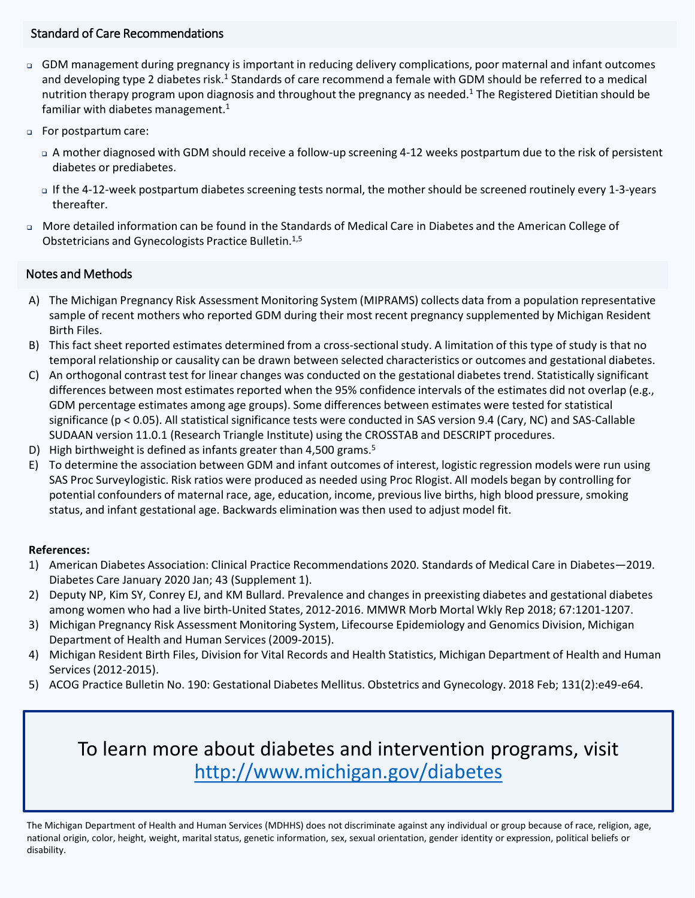## Standard of Care Recommendations

- GDM management during pregnancy is important in reducing delivery complications, poor maternal and infant outcomes and developing type 2 diabetes risk.[1] Standards of care recommend a female with GDM should be referred to a medical nutrition therapy program upon diagnosis and throughout the pregnancy as needed.[1] The Registered Dietitian should be familiar with diabetes management.[1]
- For postpartum care:
  - A mother diagnosed with GDM should receive a follow-up screening 4-12 weeks postpartum due to the risk of persistent diabetes or prediabetes.
  - If the 4-12-week postpartum diabetes screening tests normal, the mother should be screened routinely every 1-3-years thereafter.
- More detailed information can be found in the Standards of Medical Care in Diabetes and the American College of Obstetricians and Gynecologists Practice Bulletin.[1,5]

## Notes and Methods

A) The Michigan Pregnancy Risk Assessment Monitoring System (MIPRAMS) collects data from a population representative sample of recent mothers who reported GDM during their most recent pregnancy supplemented by Michigan Resident Birth Files.

B) This fact sheet reported estimates determined from a cross-sectional study. A limitation of this type of study is that no temporal relationship or causality can be drawn between selected characteristics or outcomes and gestational diabetes.

C) An orthogonal contrast test for linear changes was conducted on the gestational diabetes trend. Statistically significant differences between most estimates reported when the 95% confidence intervals of the estimates did not overlap (e.g., GDM percentage estimates among age groups). Some differences between estimates were tested for statistical significance ($p < 0.05$). All statistical significance tests were conducted in SAS version 9.4 (Cary, NC) and SAS-Callable SUDAAN version 11.0.1 (Research Triangle Institute) using the CROSSTAB and DESCRIPT procedures.

D) High birthweight is defined as infants greater than 4,500 grams.[5]

E) To determine the association between GDM and infant outcomes of interest, logistic regression models were run using SAS Proc Surveylogistic. Risk ratios were produced as needed using Proc Rlogist. All models began by controlling for potential confounders of maternal race, age, education, income, previous live births, high blood pressure, smoking status, and infant gestational age. Backwards elimination was then used to adjust model fit.

**References:**

1) American Diabetes Association: Clinical Practice Recommendations 2020. Standards of Medical Care in Diabetes—2019. Diabetes Care January 2020 Jan; 43 (Supplement 1).
2) Deputy NP, Kim SY, Conrey EJ, and KM Bullard. Prevalence and changes in preexisting diabetes and gestational diabetes among women who had a live birth-United States, 2012-2016. MMWR Morb Mortal Wkly Rep 2018; 67:1201-1207.
3) Michigan Pregnancy Risk Assessment Monitoring System, Lifecourse Epidemiology and Genomics Division, Michigan Department of Health and Human Services (2009-2015).
4) Michigan Resident Birth Files, Division for Vital Records and Health Statistics, Michigan Department of Health and Human Services (2012-2015).
5) ACOG Practice Bulletin No. 190: Gestational Diabetes Mellitus. Obstetrics and Gynecology. 2018 Feb; 131(2):e49-e64.

To learn more about diabetes and intervention programs, visit http://www.michigan.gov/diabetes

The Michigan Department of Health and Human Services (MDHHS) does not discriminate against any individual or group because of race, religion, age, national origin, color, height, weight, marital status, genetic information, sex, sexual orientation, gender identity or expression, political beliefs or disability.